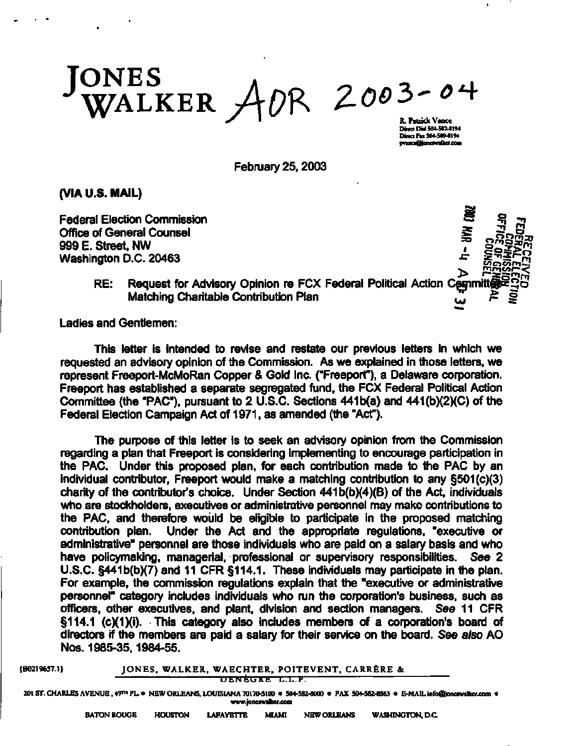# JONES WALKER AOR 2003-04

R. Patrick Vance
Direct Dial 504-582-8194
Direct Fax 504-589-8194
pvance@joneswalker.com

February 25, 2003

**(VIA U.S. MAIL)**

Federal Election Commission
Office of General Counsel
999 E. Street, NW
Washington D.C. 20463

RECEIVED
FEDERAL ELECTION COMMISSION
OFFICE OF GENERAL COUNSEL
2003 MAR -4 A 31

RE: Request for Advisory Opinion re FCX Federal Political Action Committee Matching Charitable Contribution Plan

Ladies and Gentlemen:

This letter is intended to revise and restate our previous letters in which we requested an advisory opinion of the Commission. As we explained in those letters, we represent Freeport-McMoRan Copper & Gold Inc. ("Freeport"), a Delaware corporation. Freeport has established a separate segregated fund, the FCX Federal Political Action Committee (the "PAC"), pursuant to 2 U.S.C. Sections 441b(a) and 441(b)(2)(C) of the Federal Election Campaign Act of 1971, as amended (the "Act").

The purpose of this letter is to seek an advisory opinion from the Commission regarding a plan that Freeport is considering implementing to encourage participation in the PAC. Under this proposed plan, for each contribution made to the PAC by an individual contributor, Freeport would make a matching contribution to any §501(c)(3) charity of the contributor's choice. Under Section 441b(b)(4)(B) of the Act, individuals who are stockholders, executives or administrative personnel may make contributions to the PAC, and therefore would be eligible to participate in the proposed matching contribution plan. Under the Act and the appropriate regulations, "executive or administrative" personnel are those individuals who are paid on a salary basis and who have policymaking, managerial, professional or supervisory responsibilities. *See* 2 U.S.C. §441b(b)(7) and 11 CFR §114.1. These individuals may participate in the plan. For example, the commission regulations explain that the "executive or administrative personnel" category includes individuals who run the corporation's business, such as officers, other executives, and plant, division and section managers. *See* 11 CFR §114.1 (c)(1)(i). This category also includes members of a corporation's board of directors if the members are paid a salary for their service on the board. *See also* AO Nos. 1985-35, 1984-55.

{B0219657.1}

JONES, WALKER, WAECHTER, POITEVENT, CARRÈRE & DENÈGRE L.L.P.

201 ST. CHARLES AVENUE, 49TH FL. • NEW ORLEANS, LOUISIANA 70170-5100 • 504-582-8000 • FAX 504-582-8583 • E-MAIL info@joneswalker.com • www.joneswalker.com

BATON ROUGE HOUSTON LAFAYETTE MIAMI NEW ORLEANS WASHINGTON, D.C.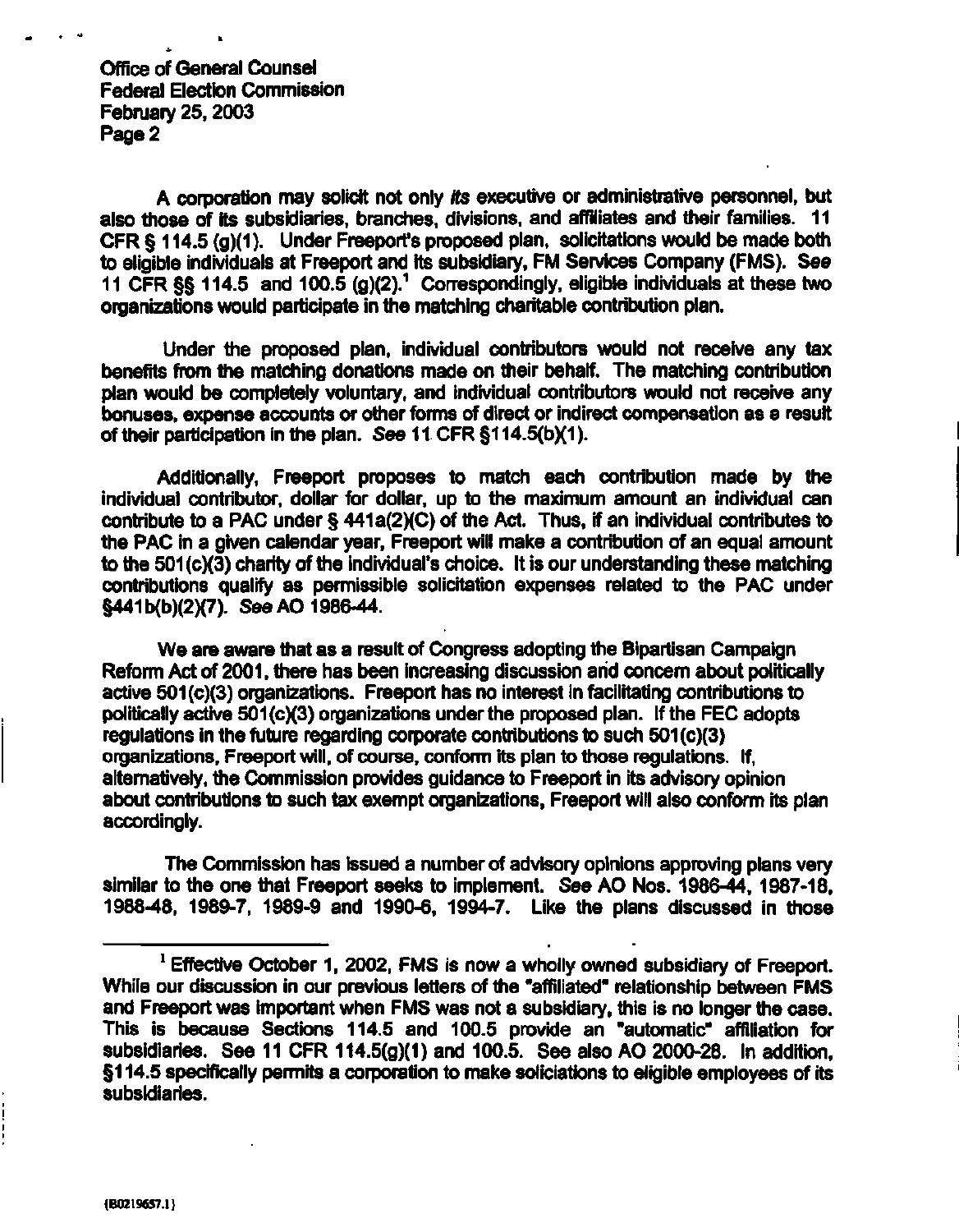Office of General Counsel
Federal Election Commission
February 25, 2003

A corporation may solicit not only *its* executive or administrative personnel, but also those of its subsidiaries, branches, divisions, and affiliates and their families. 11 CFR § 114.5 (g)(1). Under Freeport's proposed plan, solicitations would be made both to eligible individuals at Freeport and its subsidiary, FM Services Company (FMS). *See* 11 CFR §§ 114.5 and 100.5 (g)(2).[1] Correspondingly, eligible individuals at these two organizations would participate in the matching charitable contribution plan.

Under the proposed plan, individual contributors would not receive any tax benefits from the matching donations made on their behalf. The matching contribution plan would be completely voluntary, and individual contributors would not receive any bonuses, expense accounts or other forms of direct or indirect compensation as a result of their participation in the plan. *See* 11 CFR §114.5(b)(1).

Additionally, Freeport proposes to match each contribution made by the individual contributor, dollar for dollar, up to the maximum amount an individual can contribute to a PAC under § 441a(2)(C) of the Act. Thus, if an individual contributes to the PAC in a given calendar year, Freeport will make a contribution of an equal amount to the 501(c)(3) charity of the individual's choice. It is our understanding these matching contributions qualify as permissible solicitation expenses related to the PAC under §441b(b)(2)(7). *See* AO 1986-44.

We are aware that as a result of Congress adopting the Bipartisan Campaign Reform Act of 2001, there has been increasing discussion and concern about politically active 501(c)(3) organizations. Freeport has no interest in facilitating contributions to politically active 501(c)(3) organizations under the proposed plan. If the FEC adopts regulations in the future regarding corporate contributions to such 501(c)(3) organizations, Freeport will, of course, conform its plan to those regulations. If, alternatively, the Commission provides guidance to Freeport in its advisory opinion about contributions to such tax exempt organizations, Freeport will also conform its plan accordingly.

The Commission has issued a number of advisory opinions approving plans very similar to the one that Freeport seeks to implement. *See* AO Nos. 1986-44, 1987-18, 1988-48, 1989-7, 1989-9 and 1990-6, 1994-7. Like the plans discussed in those

---

[1] Effective October 1, 2002, FMS is now a wholly owned subsidiary of Freeport. While our discussion in our previous letters of the "affiliated" relationship between FMS and Freeport was important when FMS was not a subsidiary, this is no longer the case. This is because Sections 114.5 and 100.5 provide an "automatic" affiliation for subsidiaries. See 11 CFR 114.5(g)(1) and 100.5. See also AO 2000-28. In addition, §114.5 specifically permits a corporation to make soliciations to eligible employees of its subsidiaries.

{B0219657.1}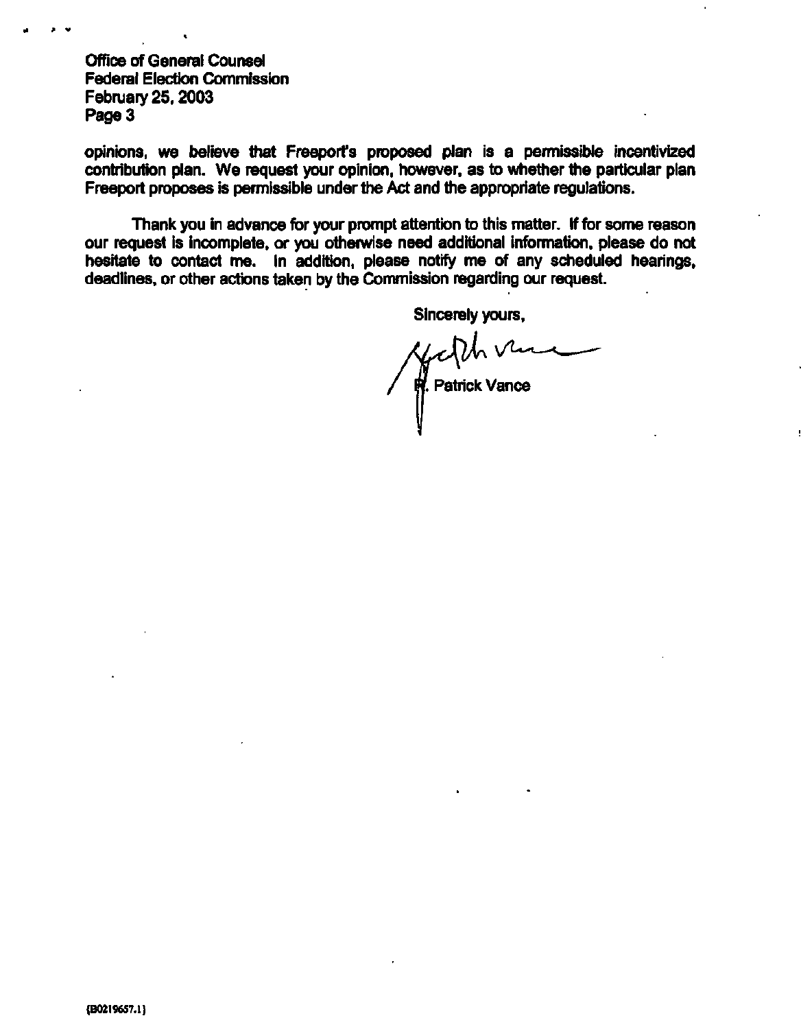Office of General Counsel
Federal Election Commission
February 25, 2003

opinions, we believe that Freeport's proposed plan is a permissible incentivized contribution plan. We request your opinion, however, as to whether the particular plan Freeport proposes is permissible under the Act and the appropriate regulations.

Thank you in advance for your prompt attention to this matter. If for some reason our request is incomplete, or you otherwise need additional information, please do not hesitate to contact me. In addition, please notify me of any scheduled hearings, deadlines, or other actions taken by the Commission regarding our request.

Sincerely yours,

R. Patrick Vance

{B0219657.1}